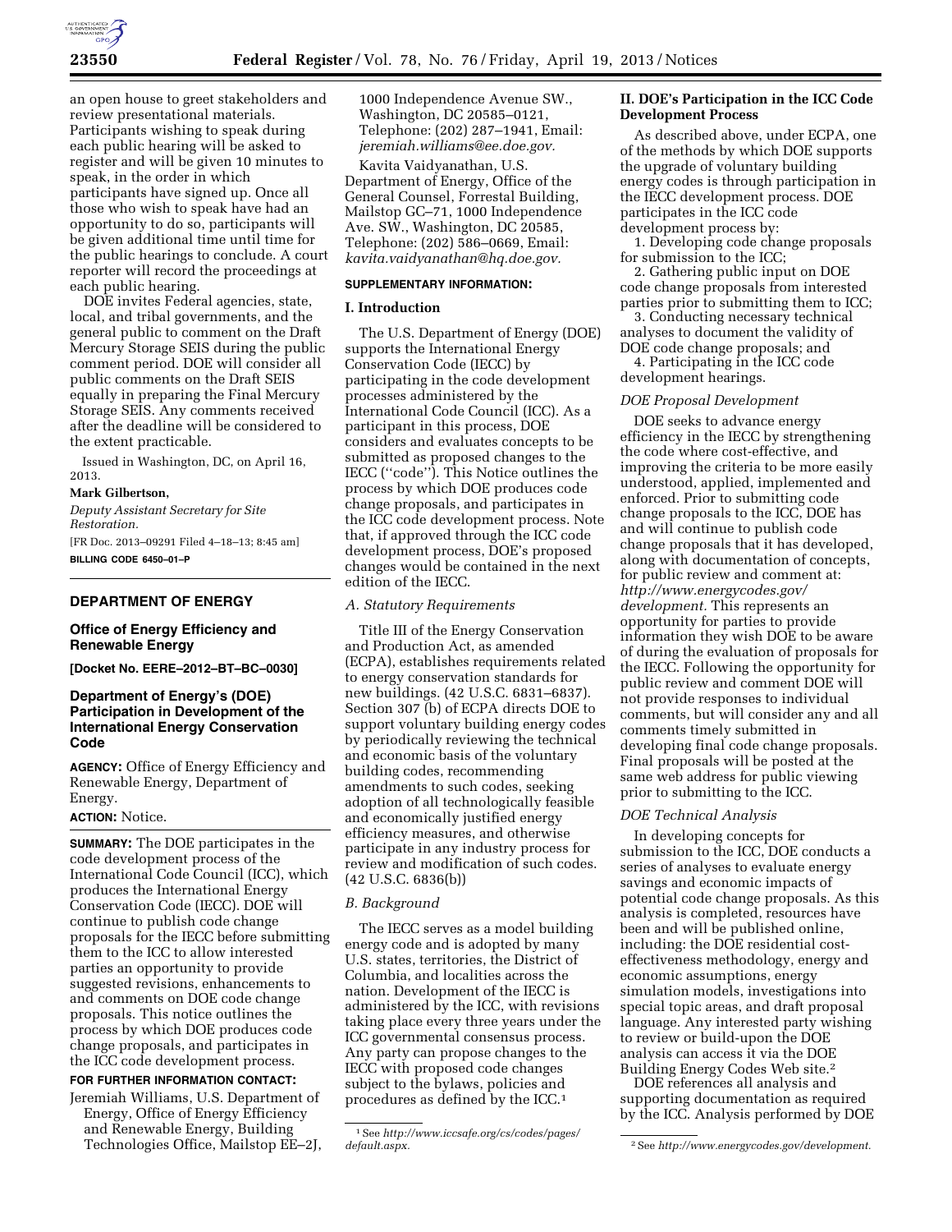an open house to greet stakeholders and review presentational materials. Participants wishing to speak during each public hearing will be asked to register and will be given 10 minutes to speak, in the order in which participants have signed up. Once all those who wish to speak have had an opportunity to do so, participants will be given additional time until time for the public hearings to conclude. A court reporter will record the proceedings at each public hearing.

DOE invites Federal agencies, state, local, and tribal governments, and the general public to comment on the Draft Mercury Storage SEIS during the public comment period. DOE will consider all public comments on the Draft SEIS equally in preparing the Final Mercury Storage SEIS. Any comments received after the deadline will be considered to the extent practicable.

Issued in Washington, DC, on April 16, 2013.

**Mark Gilbertson,**

*Deputy Assistant Secretary for Site Restoration.*

[FR Doc. 2013–09291 Filed 4–18–13; 8:45 am]

**BILLING CODE 6450–01–P**

---

## DEPARTMENT OF ENERGY

### Office of Energy Efficiency and Renewable Energy

**[Docket No. EERE–2012–BT–BC–0030]**

### Department of Energy's (DOE) Participation in Development of the International Energy Conservation Code

**AGENCY:** Office of Energy Efficiency and Renewable Energy, Department of Energy.

**ACTION:** Notice.

**SUMMARY:** The DOE participates in the code development process of the International Code Council (ICC), which produces the International Energy Conservation Code (IECC). DOE will continue to publish code change proposals for the IECC before submitting them to the ICC to allow interested parties an opportunity to provide suggested revisions, enhancements to and comments on DOE code change proposals. This notice outlines the process by which DOE produces code change proposals, and participates in the ICC code development process.

**FOR FURTHER INFORMATION CONTACT:** Jeremiah Williams, U.S. Department of Energy, Office of Energy Efficiency and Renewable Energy, Building Technologies Office, Mailstop EE–2J, 1000 Independence Avenue SW., Washington, DC 20585–0121, Telephone: (202) 287–1941, Email: *jeremiah.williams@ee.doe.gov.*

Kavita Vaidyanathan, U.S. Department of Energy, Office of the General Counsel, Forrestal Building, Mailstop GC–71, 1000 Independence Ave. SW., Washington, DC 20585, Telephone: (202) 586–0669, Email: *kavita.vaidyanathan@hq.doe.gov.*

**SUPPLEMENTARY INFORMATION:**

### I. Introduction

The U.S. Department of Energy (DOE) supports the International Energy Conservation Code (IECC) by participating in the code development processes administered by the International Code Council (ICC). As a participant in this process, DOE considers and evaluates concepts to be submitted as proposed changes to the IECC (''code''). This Notice outlines the process by which DOE produces code change proposals, and participates in the ICC code development process. Note that, if approved through the ICC code development process, DOE's proposed changes would be contained in the next edition of the IECC.

#### *A. Statutory Requirements*

Title III of the Energy Conservation and Production Act, as amended (ECPA), establishes requirements related to energy conservation standards for new buildings. (42 U.S.C. 6831–6837). Section 307 (b) of ECPA directs DOE to support voluntary building energy codes by periodically reviewing the technical and economic basis of the voluntary building codes, recommending amendments to such codes, seeking adoption of all technologically feasible and economically justified energy efficiency measures, and otherwise participate in any industry process for review and modification of such codes. (42 U.S.C. 6836(b))

#### *B. Background*

The IECC serves as a model building energy code and is adopted by many U.S. states, territories, the District of Columbia, and localities across the nation. Development of the IECC is administered by the ICC, with revisions taking place every three years under the ICC governmental consensus process. Any party can propose changes to the IECC with proposed code changes subject to the bylaws, policies and procedures as defined by the ICC.[1]

### II. DOE's Participation in the ICC Code Development Process

As described above, under ECPA, one of the methods by which DOE supports the upgrade of voluntary building energy codes is through participation in the IECC development process. DOE participates in the ICC code development process by:

1. Developing code change proposals for submission to the ICC;
2. Gathering public input on DOE code change proposals from interested parties prior to submitting them to ICC;
3. Conducting necessary technical analyses to document the validity of DOE code change proposals; and
4. Participating in the ICC code development hearings.

#### *DOE Proposal Development*

DOE seeks to advance energy efficiency in the IECC by strengthening the code where cost-effective, and improving the criteria to be more easily understood, applied, implemented and enforced. Prior to submitting code change proposals to the ICC, DOE has and will continue to publish code change proposals that it has developed, along with documentation of concepts, for public review and comment at: *http://www.energycodes.gov/development.* This represents an opportunity for parties to provide information they wish DOE to be aware of during the evaluation of proposals for the IECC. Following the opportunity for public review and comment DOE will not provide responses to individual comments, but will consider any and all comments timely submitted in developing final code change proposals. Final proposals will be posted at the same web address for public viewing prior to submitting to the ICC.

#### *DOE Technical Analysis*

In developing concepts for submission to the ICC, DOE conducts a series of analyses to evaluate energy savings and economic impacts of potential code change proposals. As this analysis is completed, resources have been and will be published online, including: the DOE residential cost-effectiveness methodology, energy and economic assumptions, energy simulation models, investigations into special topic areas, and draft proposal language. Any interested party wishing to review or build-upon the DOE analysis can access it via the DOE Building Energy Codes Web site.[2]

DOE references all analysis and supporting documentation as required by the ICC. Analysis performed by DOE

---

[1] See *http://www.iccsafe.org/cs/codes/pages/default.aspx.*

[2] See *http://www.energycodes.gov/development.*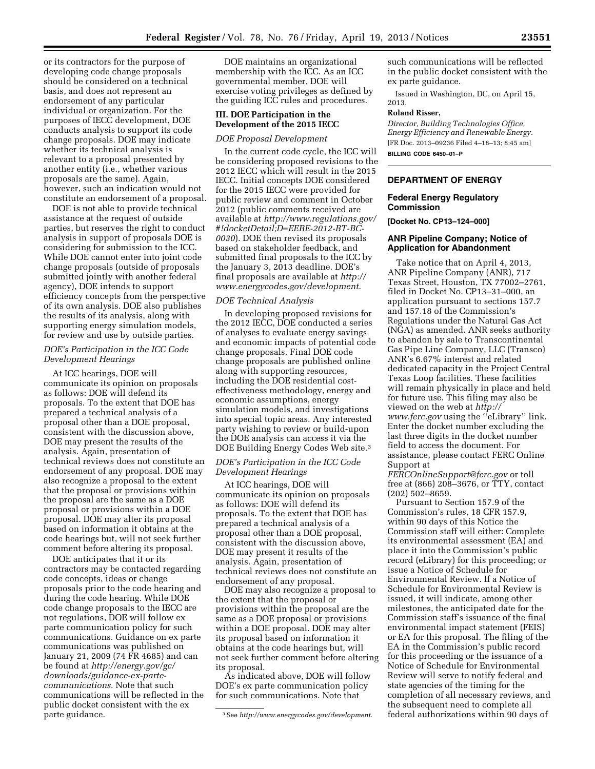or its contractors for the purpose of developing code change proposals should be considered on a technical basis, and does not represent an endorsement of any particular individual or organization. For the purposes of IECC development, DOE conducts analysis to support its code change proposals. DOE may indicate whether its technical analysis is relevant to a proposal presented by another entity (i.e., whether various proposals are the same). Again, however, such an indication would not constitute an endorsement of a proposal.

DOE is not able to provide technical assistance at the request of outside parties, but reserves the right to conduct analysis in support of proposals DOE is considering for submission to the ICC. While DOE cannot enter into joint code change proposals (outside of proposals submitted jointly with another federal agency), DOE intends to support efficiency concepts from the perspective of its own analysis. DOE also publishes the results of its analysis, along with supporting energy simulation models, for review and use by outside parties.

*DOE's Participation in the ICC Code Development Hearings*

At ICC hearings, DOE will communicate its opinion on proposals as follows: DOE will defend its proposals. To the extent that DOE has prepared a technical analysis of a proposal other than a DOE proposal, consistent with the discussion above, DOE may present the results of the analysis. Again, presentation of technical reviews does not constitute an endorsement of any proposal. DOE may also recognize a proposal to the extent that the proposal or provisions within the proposal are the same as a DOE proposal or provisions within a DOE proposal. DOE may alter its proposal based on information it obtains at the code hearings but, will not seek further comment before altering its proposal.

DOE anticipates that it or its contractors may be contacted regarding code concepts, ideas or change proposals prior to the code hearing and during the code hearing. While DOE code change proposals to the IECC are not regulations, DOE will follow ex parte communication policy for such communications. Guidance on ex parte communications was published on January 21, 2009 (74 FR 4685) and can be found at *http://energy.gov/gc/downloads/guidance-ex-parte-communications*. Note that such communications will be reflected in the public docket consistent with the ex parte guidance.

DOE maintains an organizational membership with the ICC. As an ICC governmental member, DOE will exercise voting privileges as defined by the guiding ICC rules and procedures.

## III. DOE Participation in the Development of the 2015 IECC

*DOE Proposal Development*

In the current code cycle, the ICC will be considering proposed revisions to the 2012 IECC which will result in the 2015 IECC. Initial concepts DOE considered for the 2015 IECC were provided for public review and comment in October 2012 (public comments received are available at *http://www.regulations.gov/#!docketDetail;D=EERE-2012-BT-BC-0030*). DOE then revised its proposals based on stakeholder feedback, and submitted final proposals to the ICC by the January 3, 2013 deadline. DOE's final proposals are available at *http://www.energycodes.gov/development*.

*DOE Technical Analysis*

In developing proposed revisions for the 2012 IECC, DOE conducted a series of analyses to evaluate energy savings and economic impacts of potential code change proposals. Final DOE code change proposals are published online along with supporting resources, including the DOE residential cost-effectiveness methodology, energy and economic assumptions, energy simulation models, and investigations into special topic areas. Any interested party wishing to review or build-upon the DOE analysis can access it via the DOE Building Energy Codes Web site.[3]

*DOE's Participation in the ICC Code Development Hearings*

At ICC hearings, DOE will communicate its opinion on proposals as follows: DOE will defend its proposals. To the extent that DOE has prepared a technical analysis of a proposal other than a DOE proposal, consistent with the discussion above, DOE may present it results of the analysis. Again, presentation of technical reviews does not constitute an endorsement of any proposal.

DOE may also recognize a proposal to the extent that the proposal or provisions within the proposal are the same as a DOE proposal or provisions within a DOE proposal. DOE may alter its proposal based on information it obtains at the code hearings but, will not seek further comment before altering its proposal.

As indicated above, DOE will follow DOE's ex parte communication policy for such communications. Note that such communications will be reflected in the public docket consistent with the ex parte guidance.

Issued in Washington, DC, on April 15, 2013.

**Roland Risser,**

*Director, Building Technologies Office, Energy Efficiency and Renewable Energy.*

[FR Doc. 2013–09236 Filed 4–18–13; 8:45 am]

**BILLING CODE 6450–01–P**

[3] See *http://www.energycodes.gov/development.*

---

## DEPARTMENT OF ENERGY

## Federal Energy Regulatory Commission

**[Docket No. CP13–124–000]**

## ANR Pipeline Company; Notice of Application for Abandonment

Take notice that on April 4, 2013, ANR Pipeline Company (ANR), 717 Texas Street, Houston, TX 77002–2761, filed in Docket No. CP13–31–000, an application pursuant to sections 157.7 and 157.18 of the Commission's Regulations under the Natural Gas Act (NGA) as amended. ANR seeks authority to abandon by sale to Transcontinental Gas Pipe Line Company, LLC (Transco) ANR's 6.67% interest and related dedicated capacity in the Project Central Texas Loop facilities. These facilities will remain physically in place and held for future use. This filing may also be viewed on the web at *http://www.ferc.gov* using the ''eLibrary'' link. Enter the docket number excluding the last three digits in the docket number field to access the document. For assistance, please contact FERC Online Support at *FERCOnlineSupport@ferc.gov* or toll free at (866) 208–3676, or TTY, contact (202) 502–8659.

Pursuant to Section 157.9 of the Commission's rules, 18 CFR 157.9, within 90 days of this Notice the Commission staff will either: Complete its environmental assessment (EA) and place it into the Commission's public record (eLibrary) for this proceeding; or issue a Notice of Schedule for Environmental Review. If a Notice of Schedule for Environmental Review is issued, it will indicate, among other milestones, the anticipated date for the Commission staff's issuance of the final environmental impact statement (FEIS) or EA for this proposal. The filing of the EA in the Commission's public record for this proceeding or the issuance of a Notice of Schedule for Environmental Review will serve to notify federal and state agencies of the timing for the completion of all necessary reviews, and the subsequent need to complete all federal authorizations within 90 days of